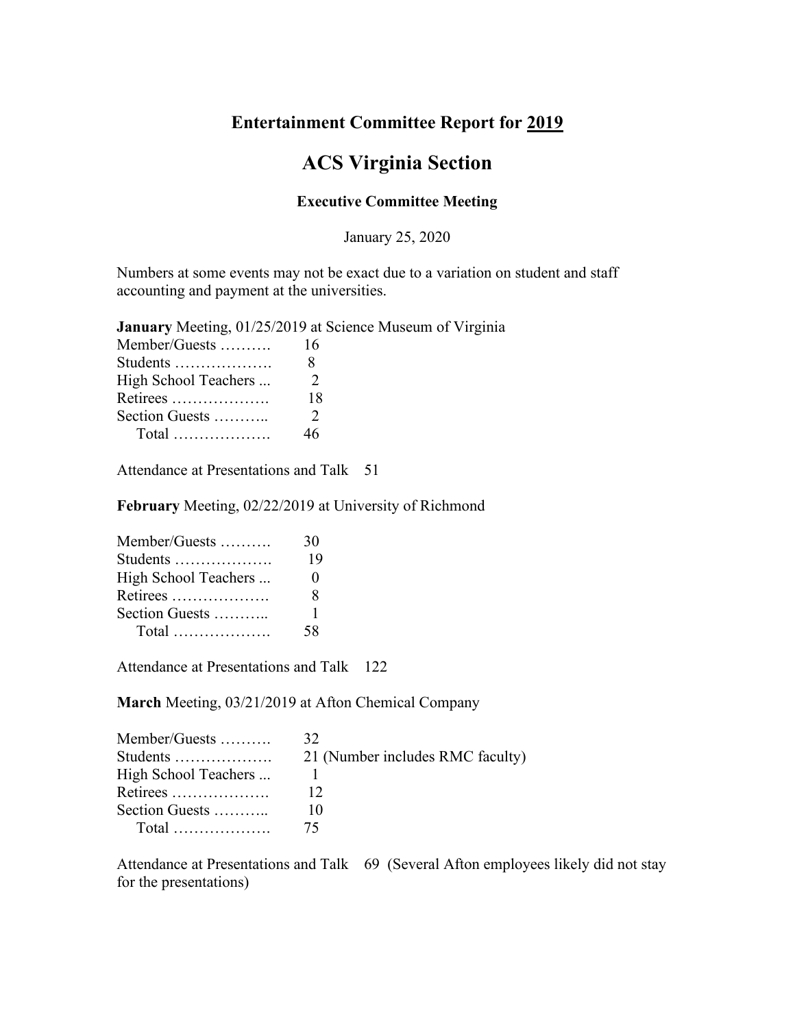# Entertainment Committee Report for 2019

## ACS Virginia Section

### Executive Committee Meeting

January 25, 2020

Numbers at some events may not be exact due to a variation on student and staff accounting and payment at the universities.

**January** Meeting, 01/25/2019 at Science Museum of Virginia

| | |
|---|---|
| Member/Guests ………. | 16 |
| Students ………………. | 8 |
| High School Teachers ... | 2 |
| Retirees ………………. | 18 |
| Section Guests ……….. | 2 |
| Total ………………. | 46 |

Attendance at Presentations and Talk 51

**February** Meeting, 02/22/2019 at University of Richmond

| | |
|---|---|
| Member/Guests ………. | 30 |
| Students ………………. | 19 |
| High School Teachers ... | 0 |
| Retirees ………………. | 8 |
| Section Guests ……….. | 1 |
| Total ………………. | 58 |

Attendance at Presentations and Talk 122

**March** Meeting, 03/21/2019 at Afton Chemical Company

| | |
|---|---|
| Member/Guests ………. | 32 |
| Students ………………. | 21 (Number includes RMC faculty) |
| High School Teachers ... | 1 |
| Retirees ………………. | 12 |
| Section Guests ……….. | 10 |
| Total ………………. | 75 |

Attendance at Presentations and Talk 69 (Several Afton employees likely did not stay for the presentations)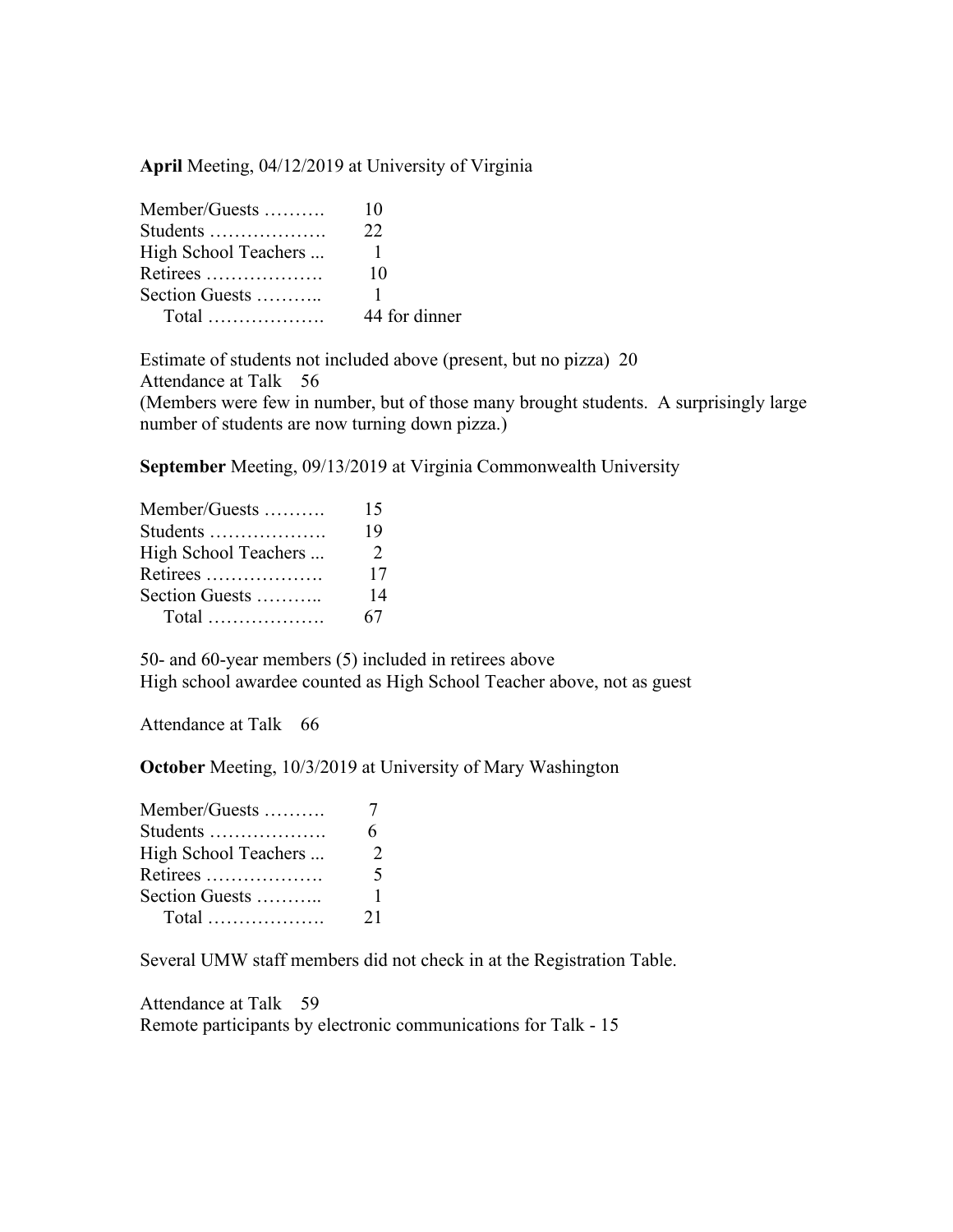**April** Meeting, 04/12/2019 at University of Virginia

| | |
|---|---|
| Member/Guests ………. | 10 |
| Students ………………. | 22 |
| High School Teachers ... | 1 |
| Retirees ………………. | 10 |
| Section Guests ……….. | 1 |
| Total ………………. | 44 for dinner |

Estimate of students not included above (present, but no pizza) 20
Attendance at Talk 56
(Members were few in number, but of those many brought students. A surprisingly large number of students are now turning down pizza.)

**September** Meeting, 09/13/2019 at Virginia Commonwealth University

| | |
|---|---|
| Member/Guests ………. | 15 |
| Students ………………. | 19 |
| High School Teachers ... | 2 |
| Retirees ………………. | 17 |
| Section Guests ……….. | 14 |
| Total ………………. | 67 |

50- and 60-year members (5) included in retirees above
High school awardee counted as High School Teacher above, not as guest

Attendance at Talk 66

**October** Meeting, 10/3/2019 at University of Mary Washington

| | |
|---|---|
| Member/Guests ………. | 7 |
| Students ………………. | 6 |
| High School Teachers ... | 2 |
| Retirees ………………. | 5 |
| Section Guests ……….. | 1 |
| Total ………………. | 21 |

Several UMW staff members did not check in at the Registration Table.

Attendance at Talk 59
Remote participants by electronic communications for Talk - 15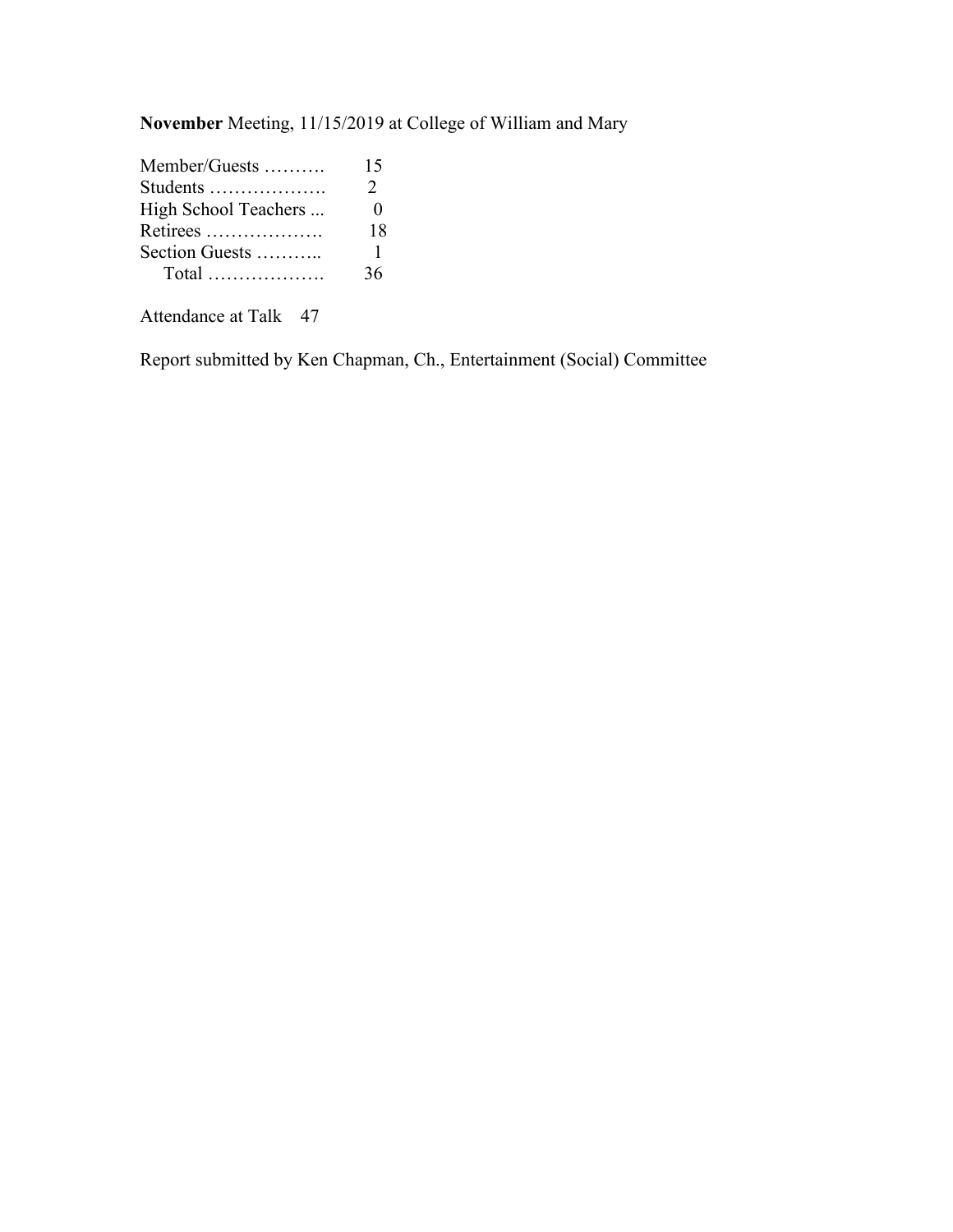**November** Meeting, 11/15/2019 at College of William and Mary

| | |
|---|---|
| Member/Guests ………. | 15 |
| Students ………………. | 2 |
| High School Teachers ... | 0 |
| Retirees ………………. | 18 |
| Section Guests ……….. | 1 |
| Total ………………. | 36 |

Attendance at Talk 47

Report submitted by Ken Chapman, Ch., Entertainment (Social) Committee